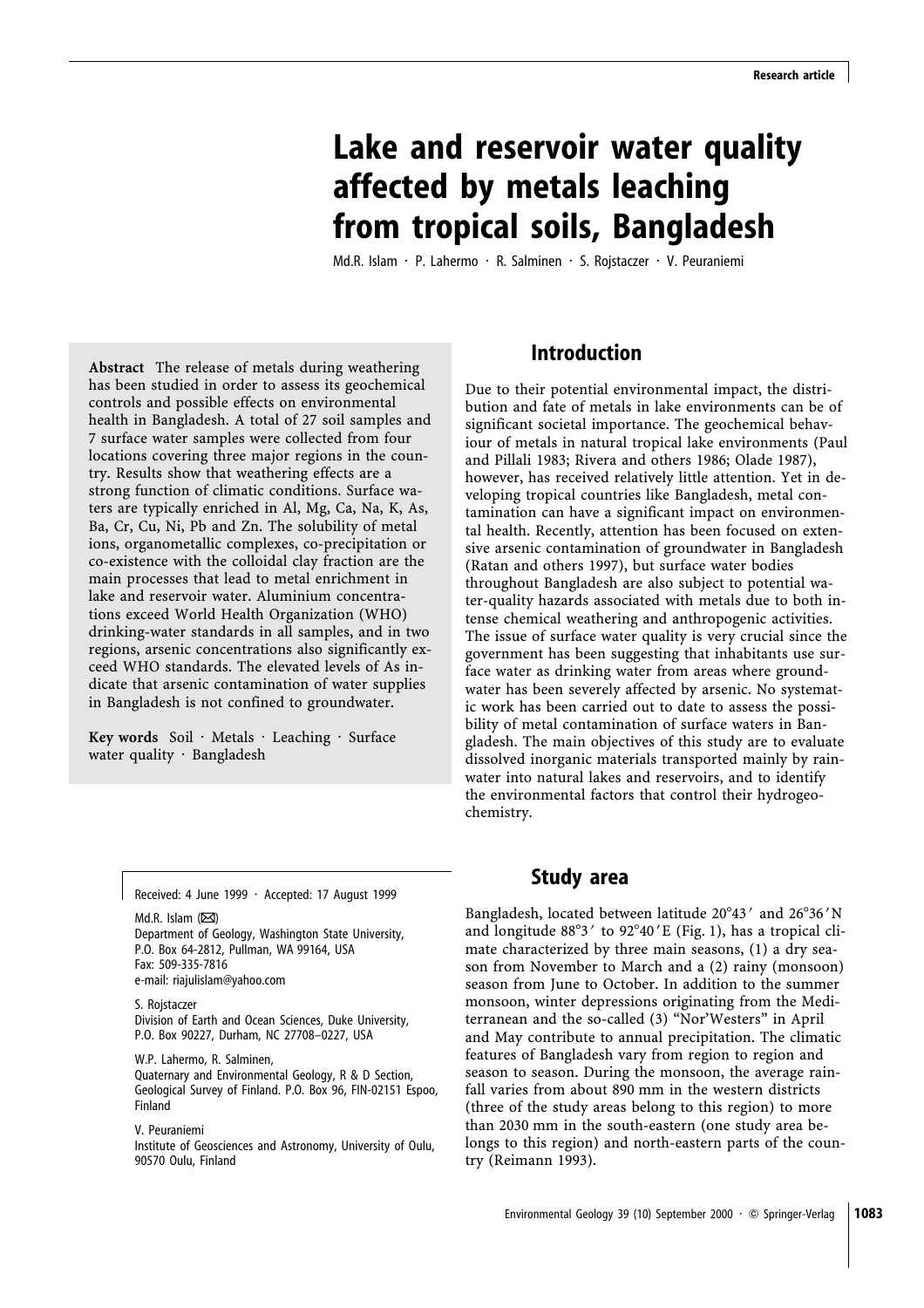# Lake and reservoir water quality affected by metals leaching from tropical soils, Bangladesh

Md.R. Islam · P. Lahermo · R. Salminen · S. Rojstaczer · V. Peuraniemi

**Abstract** The release of metals during weathering has been studied in order to assess its geochemical controls and possible effects on environmental health in Bangladesh. A total of 27 soil samples and 7 surface water samples were collected from four locations covering three major regions in the country. Results show that weathering effects are a strong function of climatic conditions. Surface waters are typically enriched in Al, Mg, Ca, Na, K, As, Ba, Cr, Cu, Ni, Pb and Zn. The solubility of metal ions, organometallic complexes, co-precipitation or co-existence with the colloidal clay fraction are the main processes that lead to metal enrichment in lake and reservoir water. Aluminium concentrations exceed World Health Organization (WHO) drinking-water standards in all samples, and in two regions, arsenic concentrations also significantly exceed WHO standards. The elevated levels of As indicate that arsenic contamination of water supplies in Bangladesh is not confined to groundwater.

**Key words** Soil · Metals · Leaching · Surface water quality · Bangladesh

Received: 4 June 1999 · Accepted: 17 August 1999

Md.R. Islam (✉)
Department of Geology, Washington State University, P.O. Box 64-2812, Pullman, WA 99164, USA
Fax: 509-335-7816
e-mail: riajulislam@yahoo.com

S. Rojstaczer
Division of Earth and Ocean Sciences, Duke University, P.O. Box 90227, Durham, NC 27708–0227, USA

W.P. Lahermo, R. Salminen,
Quaternary and Environmental Geology, R & D Section, Geological Survey of Finland. P.O. Box 96, FIN-02151 Espoo, Finland

V. Peuraniemi
Institute of Geosciences and Astronomy, University of Oulu, 90570 Oulu, Finland

## Introduction

Due to their potential environmental impact, the distribution and fate of metals in lake environments can be of significant societal importance. The geochemical behaviour of metals in natural tropical lake environments (Paul and Pillali 1983; Rivera and others 1986; Olade 1987), however, has received relatively little attention. Yet in developing tropical countries like Bangladesh, metal contamination can have a significant impact on environmental health. Recently, attention has been focused on extensive arsenic contamination of groundwater in Bangladesh (Ratan and others 1997), but surface water bodies throughout Bangladesh are also subject to potential water-quality hazards associated with metals due to both intense chemical weathering and anthropogenic activities. The issue of surface water quality is very crucial since the government has been suggesting that inhabitants use surface water as drinking water from areas where groundwater has been severely affected by arsenic. No systematic work has been carried out to date to assess the possibility of metal contamination of surface waters in Bangladesh. The main objectives of this study are to evaluate dissolved inorganic materials transported mainly by rainwater into natural lakes and reservoirs, and to identify the environmental factors that control their hydrogeochemistry.

## Study area

Bangladesh, located between latitude 20°43′ and 26°36′N and longitude 88°3′ to 92°40′E (Fig. 1), has a tropical climate characterized by three main seasons, (1) a dry season from November to March and a (2) rainy (monsoon) season from June to October. In addition to the summer monsoon, winter depressions originating from the Mediterranean and the so-called (3) "Nor'Westers" in April and May contribute to annual precipitation. The climatic features of Bangladesh vary from region to region and season to season. During the monsoon, the average rainfall varies from about 890 mm in the western districts (three of the study areas belong to this region) to more than 2030 mm in the south-eastern (one study area belongs to this region) and north-eastern parts of the country (Reimann 1993).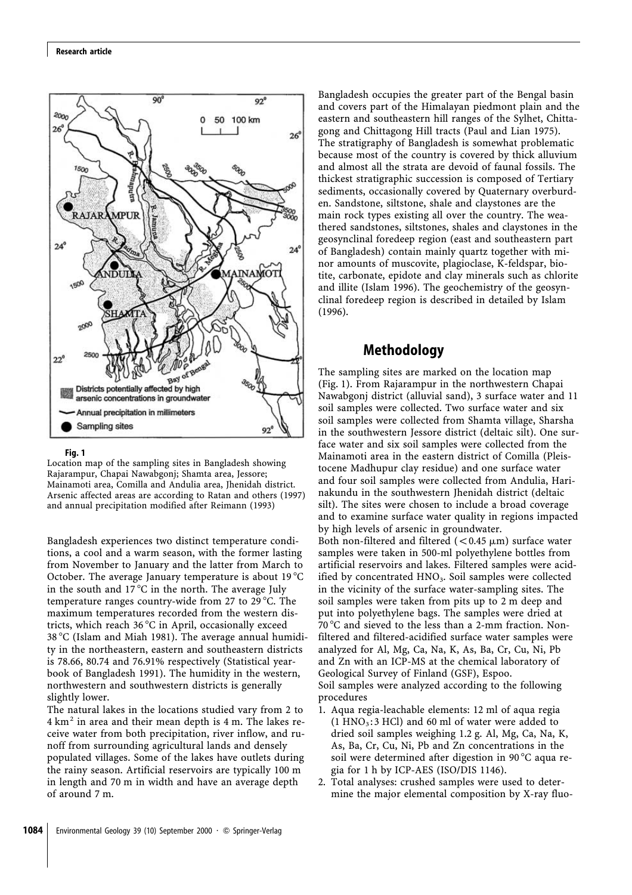**Fig. 1**
Location map of the sampling sites in Bangladesh showing Rajarampur, Chapai Nawabgonj; Shamta area, Jessore; Mainamoti area, Comilla and Andulia area, Jhenidah district. Arsenic affected areas are according to Ratan and others (1997) and annual precipitation modified after Reimann (1993)

Bangladesh experiences two distinct temperature conditions, a cool and a warm season, with the former lasting from November to January and the latter from March to October. The average January temperature is about 19 °C in the south and 17 °C in the north. The average July temperature ranges country-wide from 27 to 29 °C. The maximum temperatures recorded from the western districts, which reach 36 °C in April, occasionally exceed 38 °C (Islam and Miah 1981). The average annual humidity in the northeastern, eastern and southeastern districts is 78.66, 80.74 and 76.91% respectively (Statistical yearbook of Bangladesh 1991). The humidity in the western, northwestern and southwestern districts is generally slightly lower.

The natural lakes in the locations studied vary from 2 to 4 km² in area and their mean depth is 4 m. The lakes receive water from both precipitation, river inflow, and runoff from surrounding agricultural lands and densely populated villages. Some of the lakes have outlets during the rainy season. Artificial reservoirs are typically 100 m in length and 70 m in width and have an average depth of around 7 m.

Bangladesh occupies the greater part of the Bengal basin and covers part of the Himalayan piedmont plain and the eastern and southeastern hill ranges of the Sylhet, Chittagong and Chittagong Hill tracts (Paul and Lian 1975). The stratigraphy of Bangladesh is somewhat problematic because most of the country is covered by thick alluvium and almost all the strata are devoid of faunal fossils. The thickest stratigraphic succession is composed of Tertiary sediments, occasionally covered by Quaternary overburden. Sandstone, siltstone, shale and claystones are the main rock types existing all over the country. The weathered sandstones, siltstones, shales and claystones in the geosynclinal foredeep region (east and southeastern part of Bangladesh) contain mainly quartz together with minor amounts of muscovite, plagioclase, K-feldspar, biotite, carbonate, epidote and clay minerals such as chlorite and illite (Islam 1996). The geochemistry of the geosynclinal foredeep region is described in detailed by Islam (1996).

## Methodology

The sampling sites are marked on the location map (Fig. 1). From Rajarampur in the northwestern Chapai Nawabgonj district (alluvial sand), 3 surface water and 11 soil samples were collected. Two surface water and six soil samples were collected from Shamta village, Sharsha in the southwestern Jessore district (deltaic silt). One surface water and six soil samples were collected from the Mainamoti area in the eastern district of Comilla (Pleistocene Madhupur clay residue) and one surface water and four soil samples were collected from Andulia, Harinakundu in the southwestern Jhenidah district (deltaic silt). The sites were chosen to include a broad coverage and to examine surface water quality in regions impacted by high levels of arsenic in groundwater.

Both non-filtered and filtered ($<0.45$ μm) surface water samples were taken in 500-ml polyethylene bottles from artificial reservoirs and lakes. Filtered samples were acidified by concentrated $HNO_3$. Soil samples were collected in the vicinity of the surface water-sampling sites. The soil samples were taken from pits up to 2 m deep and put into polyethylene bags. The samples were dried at 70 °C and sieved to the less than a 2-mm fraction. Non-filtered and filtered-acidified surface water samples were analyzed for Al, Mg, Ca, Na, K, As, Ba, Cr, Cu, Ni, Pb and Zn with an ICP-MS at the chemical laboratory of Geological Survey of Finland (GSF), Espoo.

Soil samples were analyzed according to the following procedures

1. Aqua regia-leachable elements: 12 ml of aqua regia (1 $HNO_3$:3 HCl) and 60 ml of water were added to dried soil samples weighing 1.2 g. Al, Mg, Ca, Na, K, As, Ba, Cr, Cu, Ni, Pb and Zn concentrations in the soil were determined after digestion in 90 °C aqua regia for 1 h by ICP-AES (ISO/DIS 1146).
2. Total analyses: crushed samples were used to determine the major elemental composition by X-ray fluo-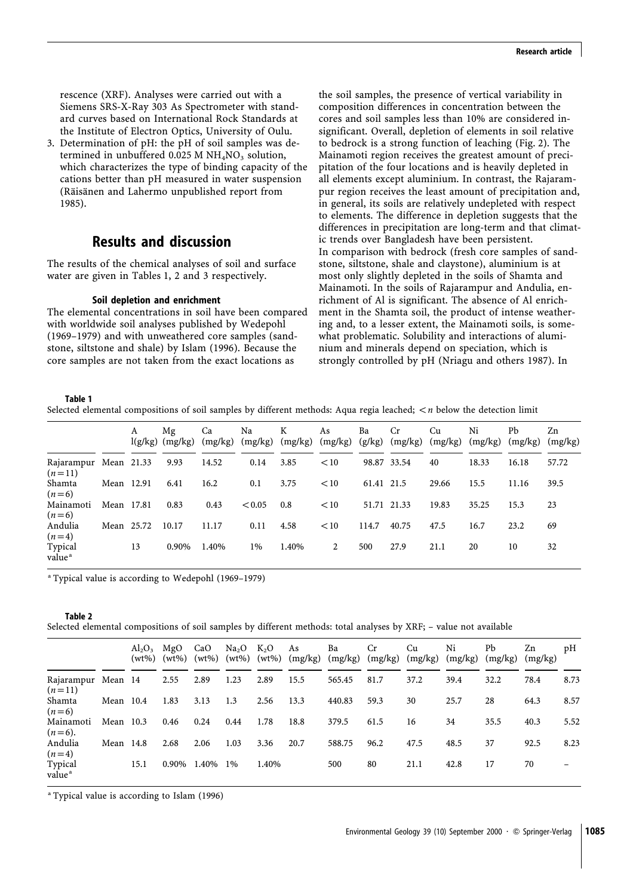rescence (XRF). Analyses were carried out with a Siemens SRS-X-Ray 303 As Spectrometer with standard curves based on International Rock Standards at the Institute of Electron Optics, University of Oulu.

3. Determination of pH: the pH of soil samples was determined in unbuffered 0.025 M $NH_4NO_3$ solution, which characterizes the type of binding capacity of the cations better than pH measured in water suspension (Räisänen and Lahermo unpublished report from 1985).

## Results and discussion

The results of the chemical analyses of soil and surface water are given in Tables 1, 2 and 3 respectively.

### Soil depletion and enrichment

The elemental concentrations in soil have been compared with worldwide soil analyses published by Wedepohl (1969–1979) and with unweathered core samples (sandstone, siltstone and shale) by Islam (1996). Because the core samples are not taken from the exact locations as the soil samples, the presence of vertical variability in composition differences in concentration between the cores and soil samples less than 10% are considered insignificant. Overall, depletion of elements in soil relative to bedrock is a strong function of leaching (Fig. 2). The Mainamoti region receives the greatest amount of precipitation of the four locations and is heavily depleted in all elements except aluminium. In contrast, the Rajarampur region receives the least amount of precipitation and, in general, its soils are relatively undepleted with respect to elements. The difference in depletion suggests that the differences in precipitation are long-term and that climatic trends over Bangladesh have been persistent.

In comparison with bedrock (fresh core samples of sandstone, siltstone, shale and claystone), aluminium is at most only slightly depleted in the soils of Shamta and Mainamoti. In the soils of Rajarampur and Andulia, enrichment of Al is significant. The absence of Al enrichment in the Shamta soil, the product of intense weathering and, to a lesser extent, the Mainamoti soils, is somewhat problematic. Solubility and interactions of aluminium and minerals depend on speciation, which is strongly controlled by pH (Nriagu and others 1987). In

**Table 1**
Selected elemental compositions of soil samples by different methods: Aqua regia leached; $<n$ below the detection limit

| | | A l(g/kg) | Mg (mg/kg) | Ca (mg/kg) | Na (mg/kg) | K (mg/kg) | As (mg/kg) | Ba (g/kg) | Cr (mg/kg) | Cu (mg/kg) | Ni (mg/kg) | Pb (mg/kg) | Zn (mg/kg) |
|---|---|---|---|---|---|---|---|---|---|---|---|---|---|
| Rajarampur ($n=11$) | Mean | 21.33 | 9.93 | 14.52 | 0.14 | 3.85 | <10 | 98.87 | 33.54 | 40 | 18.33 | 16.18 | 57.72 |
| Shamta ($n=6$) | Mean | 12.91 | 6.41 | 16.2 | 0.1 | 3.75 | <10 | 61.41 | 21.5 | 29.66 | 15.5 | 11.16 | 39.5 |
| Mainamoti ($n=6$) | Mean | 17.81 | 0.83 | 0.43 | <0.05 | 0.8 | <10 | 51.71 | 21.33 | 19.83 | 35.25 | 15.3 | 23 |
| Andulia ($n=4$) | Mean | 25.72 | 10.17 | 11.17 | 0.11 | 4.58 | <10 | 114.7 | 40.75 | 47.5 | 16.7 | 23.2 | 69 |
| Typical value[a] | | 13 | 0.90% | 1.40% | 1% | 1.40% | 2 | 500 | 27.9 | 21.1 | 20 | 10 | 32 |

[a] Typical value is according to Wedepohl (1969–1979)

**Table 2**
Selected elemental compositions of soil samples by different methods: total analyses by XRF; – value not available

| | | $Al_2O_3$ (wt%) | MgO (wt%) | CaO (wt%) | $Na_2O$ (wt%) | $K_2O$ (wt%) | As (mg/kg) | Ba (mg/kg) | Cr (mg/kg) | Cu (mg/kg) | Ni (mg/kg) | Pb (mg/kg) | Zn (mg/kg) | pH |
|---|---|---|---|---|---|---|---|---|---|---|---|---|---|---|
| Rajarampur ($n=11$) | Mean | 14 | 2.55 | 2.89 | 1.23 | 2.89 | 15.5 | 565.45 | 81.7 | 37.2 | 39.4 | 32.2 | 78.4 | 8.73 |
| Shamta ($n=6$) | Mean | 10.4 | 1.83 | 3.13 | 1.3 | 2.56 | 13.3 | 440.83 | 59.3 | 30 | 25.7 | 28 | 64.3 | 8.57 |
| Mainamoti ($n=6$). | Mean | 10.3 | 0.46 | 0.24 | 0.44 | 1.78 | 18.8 | 379.5 | 61.5 | 16 | 34 | 35.5 | 40.3 | 5.52 |
| Andulia ($n=4$) | Mean | 14.8 | 2.68 | 2.06 | 1.03 | 3.36 | 20.7 | 588.75 | 96.2 | 47.5 | 48.5 | 37 | 92.5 | 8.23 |
| Typical value[a] | | 15.1 | 0.90% | 1.40% | 1% | 1.40% | | 500 | 80 | 21.1 | 42.8 | 17 | 70 | – |

[a] Typical value is according to Islam (1996)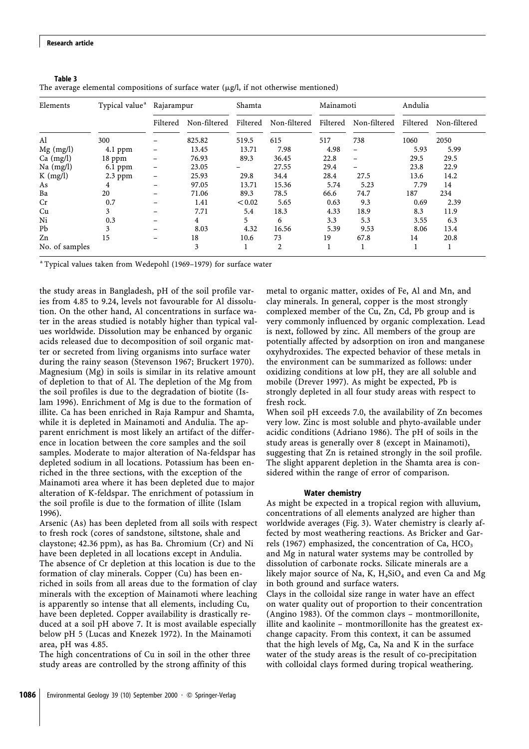**Table 3**
The average elemental compositions of surface water (μg/l, if not otherwise mentioned)

| Elements | Typical value[a] | Rajarampur | | Shamta | | Mainamoti | | Andulia | |
|---|---|---|---|---|---|---|---|---|---|
| | | Filtered | Non-filtered | Filtered | Non-filtered | Filtered | Non-filtered | Filtered | Non-filtered |
| Al | 300 | – | 825.82 | 519.5 | 615 | 517 | 738 | 1060 | 2050 |
| Mg (mg/l) | 4.1 ppm | – | 13.45 | 13.71 | 7.98 | 4.98 | – | 5.93 | 5.99 |
| Ca (mg/l) | 18 ppm | – | 76.93 | 89.3 | 36.45 | 22.8 | – | 29.5 | 29.5 |
| Na (mg/l) | 6.1 ppm | – | 23.05 | – | 27.55 | 29.4 | – | 23.8 | 22.9 |
| K (mg/l) | 2.3 ppm | – | 25.93 | 29.8 | 34.4 | 28.4 | 27.5 | 13.6 | 14.2 |
| As | 4 | – | 97.05 | 13.71 | 15.36 | 5.74 | 5.23 | 7.79 | 14 |
| Ba | 20 | – | 71.06 | 89.3 | 78.5 | 66.6 | 74.7 | 187 | 234 |
| Cr | 0.7 | – | 1.41 | <0.02 | 5.65 | 0.63 | 9.3 | 0.69 | 2.39 |
| Cu | 3 | – | 7.71 | 5.4 | 18.3 | 4.33 | 18.9 | 8.3 | 11.9 |
| Ni | 0.3 | – | 4 | 5 | 6 | 3.3 | 5.3 | 3.55 | 6.3 |
| Pb | 3 | – | 8.03 | 4.32 | 16.56 | 5.39 | 9.53 | 8.06 | 13.4 |
| Zn | 15 | – | 18 | 10.6 | 73 | 19 | 67.8 | 14 | 20.8 |
| No. of samples | | | 3 | 1 | 2 | 1 | 1 | 1 | 1 |

[a] Typical values taken from Wedepohl (1969–1979) for surface water

the study areas in Bangladesh, pH of the soil profile varies from 4.85 to 9.24, levels not favourable for Al dissolution. On the other hand, Al concentrations in surface water in the areas studied is notably higher than typical values worldwide. Dissolution may be enhanced by organic acids released due to decomposition of soil organic matter or secreted from living organisms into surface water during the rainy season (Stevenson 1967; Bruckert 1970). Magnesium (Mg) in soils is similar in its relative amount of depletion to that of Al. The depletion of the Mg from the soil profiles is due to the degradation of biotite (Islam 1996). Enrichment of Mg is due to the formation of illite. Ca has been enriched in Raja Rampur and Shamta, while it is depleted in Mainamoti and Andulia. The apparent enrichment is most likely an artifact of the difference in location between the core samples and the soil samples. Moderate to major alteration of Na-feldspar has depleted sodium in all locations. Potassium has been enriched in the three sections, with the exception of the Mainamoti area where it has been depleted due to major alteration of K-feldspar. The enrichment of potassium in the soil profile is due to the formation of illite (Islam 1996).

Arsenic (As) has been depleted from all soils with respect to fresh rock (cores of sandstone, siltstone, shale and claystone; 42.36 ppm), as has Ba. Chromium (Cr) and Ni have been depleted in all locations except in Andulia. The absence of Cr depletion at this location is due to the formation of clay minerals. Copper (Cu) has been enriched in soils from all areas due to the formation of clay minerals with the exception of Mainamoti where leaching is apparently so intense that all elements, including Cu, have been depleted. Copper availability is drastically reduced at a soil pH above 7. It is most available especially below pH 5 (Lucas and Knezek 1972). In the Mainamoti area, pH was 4.85.

The high concentrations of Cu in soil in the other three study areas are controlled by the strong affinity of this metal to organic matter, oxides of Fe, Al and Mn, and clay minerals. In general, copper is the most strongly complexed member of the Cu, Zn, Cd, Pb group and is very commonly influenced by organic complexation. Lead is next, followed by zinc. All members of the group are potentially affected by adsorption on iron and manganese oxyhydroxides. The expected behavior of these metals in the environment can be summarized as follows: under oxidizing conditions at low pH, they are all soluble and mobile (Drever 1997). As might be expected, Pb is strongly depleted in all four study areas with respect to fresh rock.

When soil pH exceeds 7.0, the availability of Zn becomes very low. Zinc is most soluble and phyto-available under acidic conditions (Adriano 1986). The pH of soils in the study areas is generally over 8 (except in Mainamoti), suggesting that Zn is retained strongly in the soil profile. The slight apparent depletion in the Shamta area is considered within the range of error of comparison.

### Water chemistry

As might be expected in a tropical region with alluvium, concentrations of all elements analyzed are higher than worldwide averages (Fig. 3). Water chemistry is clearly affected by most weathering reactions. As Bricker and Garrels (1967) emphasized, the concentration of Ca, $HCO_3$ and Mg in natural water systems may be controlled by dissolution of carbonate rocks. Silicate minerals are a likely major source of Na, K, $H_4SiO_4$ and even Ca and Mg in both ground and surface waters.

Clays in the colloidal size range in water have an effect on water quality out of proportion to their concentration (Angino 1983). Of the common clays – montmorillonite, illite and kaolinite – montmorillonite has the greatest exchange capacity. From this context, it can be assumed that the high levels of Mg, Ca, Na and K in the surface water of the study areas is the result of co-precipitation with colloidal clays formed during tropical weathering.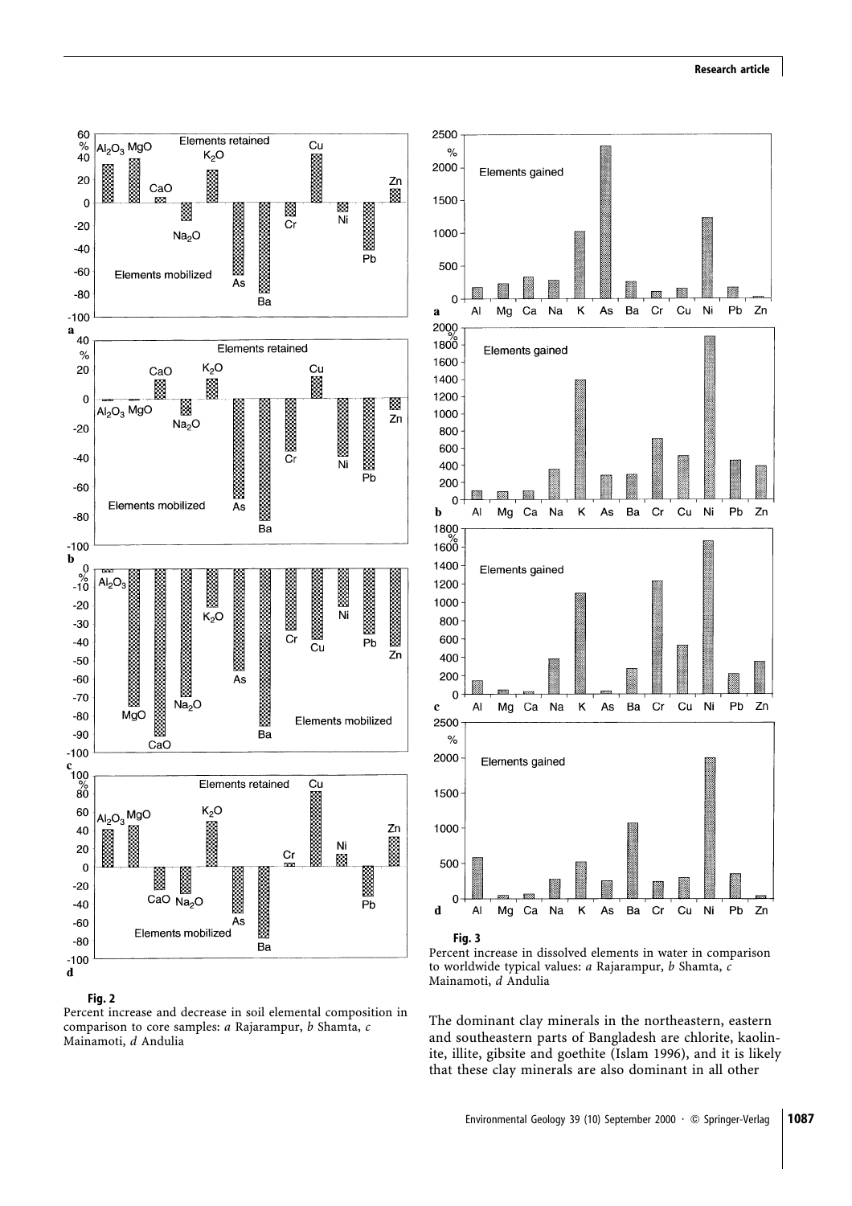**Fig. 2**
Percent increase and decrease in soil elemental composition in comparison to core samples: *a* Rajarampur, *b* Shamta, *c* Mainamoti, *d* Andulia

**Fig. 3**
Percent increase in dissolved elements in water in comparison to worldwide typical values: *a* Rajarampur, *b* Shamta, *c* Mainamoti, *d* Andulia

The dominant clay minerals in the northeastern, eastern and southeastern parts of Bangladesh are chlorite, kaolinite, illite, gibsite and goethite (Islam 1996), and it is likely that these clay minerals are also dominant in all other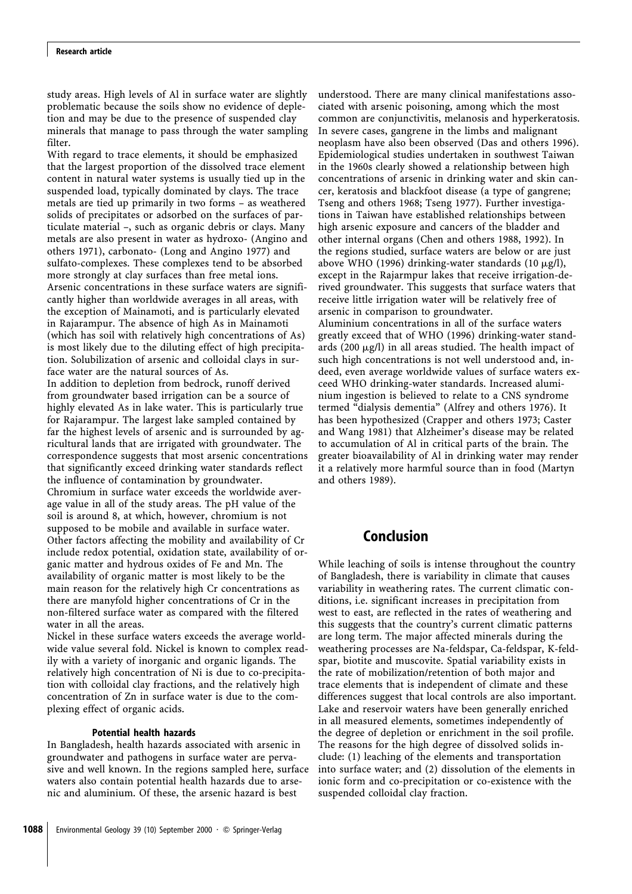study areas. High levels of Al in surface water are slightly problematic because the soils show no evidence of depletion and may be due to the presence of suspended clay minerals that manage to pass through the water sampling filter.

With regard to trace elements, it should be emphasized that the largest proportion of the dissolved trace element content in natural water systems is usually tied up in the suspended load, typically dominated by clays. The trace metals are tied up primarily in two forms – as weathered solids of precipitates or adsorbed on the surfaces of particulate material –, such as organic debris or clays. Many metals are also present in water as hydroxo- (Angino and others 1971), carbonato- (Long and Angino 1977) and sulfato-complexes. These complexes tend to be absorbed more strongly at clay surfaces than free metal ions.

Arsenic concentrations in these surface waters are significantly higher than worldwide averages in all areas, with the exception of Mainamoti, and is particularly elevated in Rajarampur. The absence of high As in Mainamoti (which has soil with relatively high concentrations of As) is most likely due to the diluting effect of high precipitation. Solubilization of arsenic and colloidal clays in surface water are the natural sources of As.

In addition to depletion from bedrock, runoff derived from groundwater based irrigation can be a source of highly elevated As in lake water. This is particularly true for Rajarampur. The largest lake sampled contained by far the highest levels of arsenic and is surrounded by agricultural lands that are irrigated with groundwater. The correspondence suggests that most arsenic concentrations that significantly exceed drinking water standards reflect the influence of contamination by groundwater.

Chromium in surface water exceeds the worldwide average value in all of the study areas. The pH value of the soil is around 8, at which, however, chromium is not supposed to be mobile and available in surface water. Other factors affecting the mobility and availability of Cr include redox potential, oxidation state, availability of organic matter and hydrous oxides of Fe and Mn. The availability of organic matter is most likely to be the main reason for the relatively high Cr concentrations as there are manyfold higher concentrations of Cr in the non-filtered surface water as compared with the filtered water in all the areas.

Nickel in these surface waters exceeds the average worldwide value several fold. Nickel is known to complex readily with a variety of inorganic and organic ligands. The relatively high concentration of Ni is due to co-precipitation with colloidal clay fractions, and the relatively high concentration of Zn in surface water is due to the complexing effect of organic acids.

#### Potential health hazards

In Bangladesh, health hazards associated with arsenic in groundwater and pathogens in surface water are pervasive and well known. In the regions sampled here, surface waters also contain potential health hazards due to arsenic and aluminium. Of these, the arsenic hazard is best understood. There are many clinical manifestations associated with arsenic poisoning, among which the most common are conjunctivitis, melanosis and hyperkeratosis. In severe cases, gangrene in the limbs and malignant neoplasm have also been observed (Das and others 1996). Epidemiological studies undertaken in southwest Taiwan in the 1960s clearly showed a relationship between high concentrations of arsenic in drinking water and skin cancer, keratosis and blackfoot disease (a type of gangrene; Tseng and others 1968; Tseng 1977). Further investigations in Taiwan have established relationships between high arsenic exposure and cancers of the bladder and other internal organs (Chen and others 1988, 1992). In the regions studied, surface waters are below or are just above WHO (1996) drinking-water standards (10 μg/l), except in the Rajarmpur lakes that receive irrigation-derived groundwater. This suggests that surface waters that receive little irrigation water will be relatively free of arsenic in comparison to groundwater.

Aluminium concentrations in all of the surface waters greatly exceed that of WHO (1996) drinking-water standards (200 μg/l) in all areas studied. The health impact of such high concentrations is not well understood and, indeed, even average worldwide values of surface waters exceed WHO drinking-water standards. Increased aluminium ingestion is believed to relate to a CNS syndrome termed "dialysis dementia" (Alfrey and others 1976). It has been hypothesized (Crapper and others 1973; Caster and Wang 1981) that Alzheimer's disease may be related to accumulation of Al in critical parts of the brain. The greater bioavailability of Al in drinking water may render it a relatively more harmful source than in food (Martyn and others 1989).

## Conclusion

While leaching of soils is intense throughout the country of Bangladesh, there is variability in climate that causes variability in weathering rates. The current climatic conditions, i.e. significant increases in precipitation from west to east, are reflected in the rates of weathering and this suggests that the country's current climatic patterns are long term. The major affected minerals during the weathering processes are Na-feldspar, Ca-feldspar, K-feldspar, biotite and muscovite. Spatial variability exists in the rate of mobilization/retention of both major and trace elements that is independent of climate and these differences suggest that local controls are also important. Lake and reservoir waters have been generally enriched in all measured elements, sometimes independently of the degree of depletion or enrichment in the soil profile. The reasons for the high degree of dissolved solids include: (1) leaching of the elements and transportation into surface water; and (2) dissolution of the elements in ionic form and co-precipitation or co-existence with the suspended colloidal clay fraction.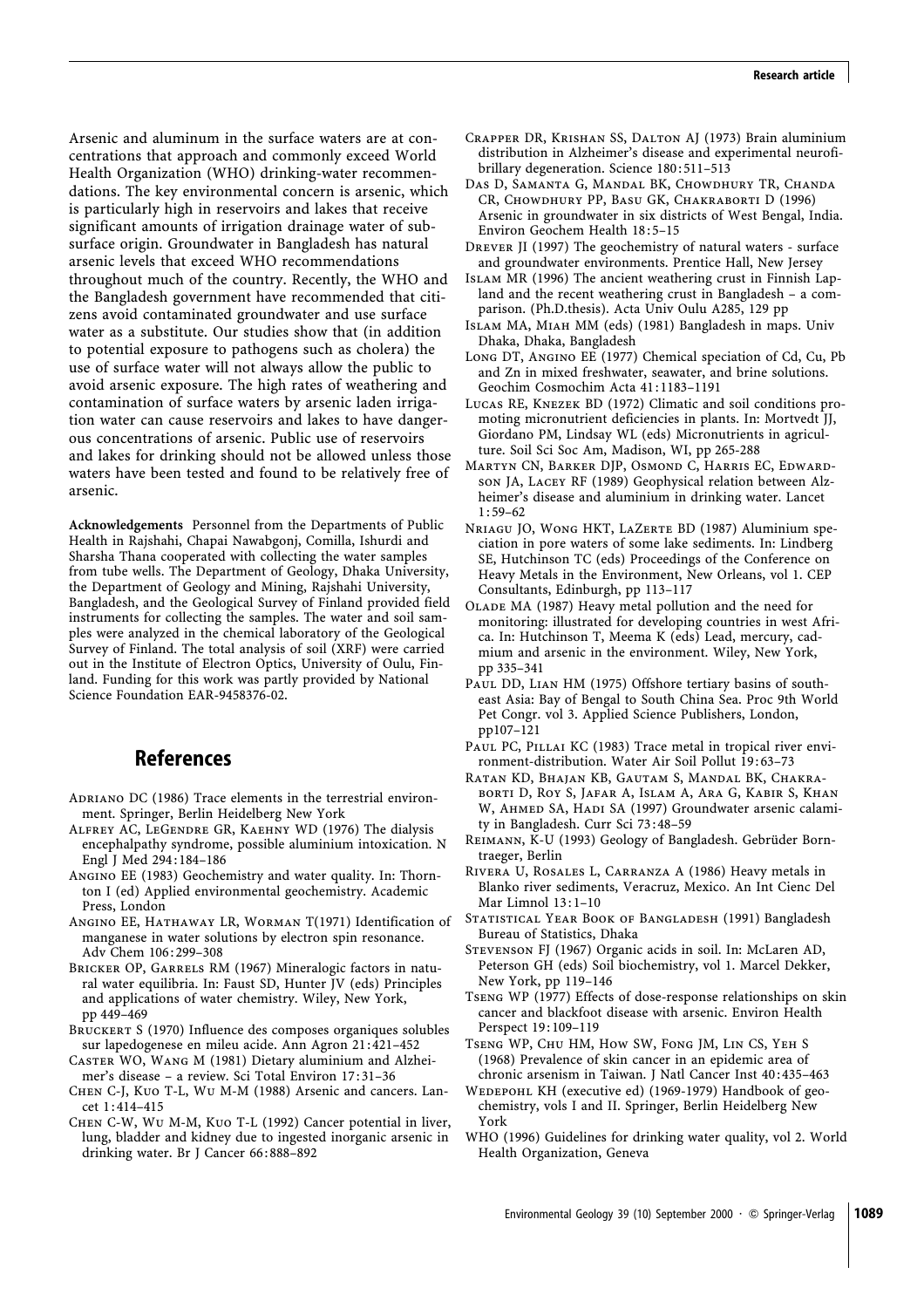Arsenic and aluminum in the surface waters are at concentrations that approach and commonly exceed World Health Organization (WHO) drinking-water recommendations. The key environmental concern is arsenic, which is particularly high in reservoirs and lakes that receive significant amounts of irrigation drainage water of subsurface origin. Groundwater in Bangladesh has natural arsenic levels that exceed WHO recommendations throughout much of the country. Recently, the WHO and the Bangladesh government have recommended that citizens avoid contaminated groundwater and use surface water as a substitute. Our studies show that (in addition to potential exposure to pathogens such as cholera) the use of surface water will not always allow the public to avoid arsenic exposure. The high rates of weathering and contamination of surface waters by arsenic laden irrigation water can cause reservoirs and lakes to have dangerous concentrations of arsenic. Public use of reservoirs and lakes for drinking should not be allowed unless those waters have been tested and found to be relatively free of arsenic.

**Acknowledgements** Personnel from the Departments of Public Health in Rajshahi, Chapai Nawabgonj, Comilla, Ishurdi and Sharsha Thana cooperated with collecting the water samples from tube wells. The Department of Geology, Dhaka University, the Department of Geology and Mining, Rajshahi University, Bangladesh, and the Geological Survey of Finland provided field instruments for collecting the samples. The water and soil samples were analyzed in the chemical laboratory of the Geological Survey of Finland. The total analysis of soil (XRF) were carried out in the Institute of Electron Optics, University of Oulu, Finland. Funding for this work was partly provided by National Science Foundation EAR-9458376-02.

## References

Adriano DC (1986) Trace elements in the terrestrial environment. Springer, Berlin Heidelberg New York

Alfrey AC, LeGendre GR, Kaehny WD (1976) The dialysis encephalpathy syndrome, possible aluminium intoxication. N Engl J Med 294:184–186

Angino EE (1983) Geochemistry and water quality. In: Thornton I (ed) Applied environmental geochemistry. Academic Press, London

Angino EE, Hathaway LR, Worman T(1971) Identification of manganese in water solutions by electron spin resonance. Adv Chem 106:299–308

Bricker OP, Garrels RM (1967) Mineralogic factors in natural water equilibria. In: Faust SD, Hunter JV (eds) Principles and applications of water chemistry. Wiley, New York, pp 449–469

Bruckert S (1970) Influence des composes organiques solubles sur lapedogenese en mileu acide. Ann Agron 21:421–452

Caster WO, Wang M (1981) Dietary aluminium and Alzheimer's disease – a review. Sci Total Environ 17:31–36

Chen C-J, Kuo T-L, Wu M-M (1988) Arsenic and cancers. Lancet 1:414–415

Chen C-W, Wu M-M, Kuo T-L (1992) Cancer potential in liver, lung, bladder and kidney due to ingested inorganic arsenic in drinking water. Br J Cancer 66:888–892

Crapper DR, Krishan SS, Dalton AJ (1973) Brain aluminium distribution in Alzheimer's disease and experimental neurofibrillary degeneration. Science 180:511–513

Das D, Samanta G, Mandal BK, Chowdhury TR, Chanda CR, Chowdhury PP, Basu GK, Chakraborti D (1996) Arsenic in groundwater in six districts of West Bengal, India. Environ Geochem Health 18:5–15

Drever JI (1997) The geochemistry of natural waters - surface and groundwater environments. Prentice Hall, New Jersey

Islam MR (1996) The ancient weathering crust in Finnish Lapland and the recent weathering crust in Bangladesh – a comparison. (Ph.D.thesis). Acta Univ Oulu A285, 129 pp

Islam MA, Miah MM (eds) (1981) Bangladesh in maps. Univ Dhaka, Dhaka, Bangladesh

Long DT, Angino EE (1977) Chemical speciation of Cd, Cu, Pb and Zn in mixed freshwater, seawater, and brine solutions. Geochim Cosmochim Acta 41:1183–1191

Lucas RE, Knezek BD (1972) Climatic and soil conditions promoting micronutrient deficiencies in plants. In: Mortvedt JJ, Giordano PM, Lindsay WL (eds) Micronutrients in agriculture. Soil Sci Soc Am, Madison, WI, pp 265-288

Martyn CN, Barker DJP, Osmond C, Harris EC, Edwardson JA, Lacey RF (1989) Geophysical relation between Alzheimer's disease and aluminium in drinking water. Lancet 1:59–62

Nriagu JO, Wong HKT, LaZerte BD (1987) Aluminium speciation in pore waters of some lake sediments. In: Lindberg SE, Hutchinson TC (eds) Proceedings of the Conference on Heavy Metals in the Environment, New Orleans, vol 1. CEP Consultants, Edinburgh, pp 113–117

Olade MA (1987) Heavy metal pollution and the need for monitoring: illustrated for developing countries in west Africa. In: Hutchinson T, Meema K (eds) Lead, mercury, cadmium and arsenic in the environment. Wiley, New York, pp 335–341

Paul DD, Lian HM (1975) Offshore tertiary basins of southeast Asia: Bay of Bengal to South China Sea. Proc 9th World Pet Congr. vol 3. Applied Science Publishers, London, pp107–121

Paul PC, Pillai KC (1983) Trace metal in tropical river environment-distribution. Water Air Soil Pollut 19:63–73

Ratan KD, Bhajan KB, Gautam S, Mandal BK, Chakraborti D, Roy S, Jafar A, Islam A, Ara G, Kabir S, Khan W, Ahmed SA, Hadi SA (1997) Groundwater arsenic calamity in Bangladesh. Curr Sci 73:48–59

Reimann, K-U (1993) Geology of Bangladesh. Gebrüder Borntraeger, Berlin

Rivera U, Rosales L, Carranza A (1986) Heavy metals in Blanko river sediments, Veracruz, Mexico. An Int Cienc Del Mar Limnol 13:1–10

Statistical Year Book of Bangladesh (1991) Bangladesh Bureau of Statistics, Dhaka

Stevenson FJ (1967) Organic acids in soil. In: McLaren AD, Peterson GH (eds) Soil biochemistry, vol 1. Marcel Dekker, New York, pp 119–146

Tseng WP (1977) Effects of dose-response relationships on skin cancer and blackfoot disease with arsenic. Environ Health Perspect 19:109–119

Tseng WP, Chu HM, How SW, Fong JM, Lin CS, Yeh S (1968) Prevalence of skin cancer in an epidemic area of chronic arsenism in Taiwan. J Natl Cancer Inst 40:435–463

Wedepohl KH (executive ed) (1969-1979) Handbook of geochemistry, vols I and II. Springer, Berlin Heidelberg New York

WHO (1996) Guidelines for drinking water quality, vol 2. World Health Organization, Geneva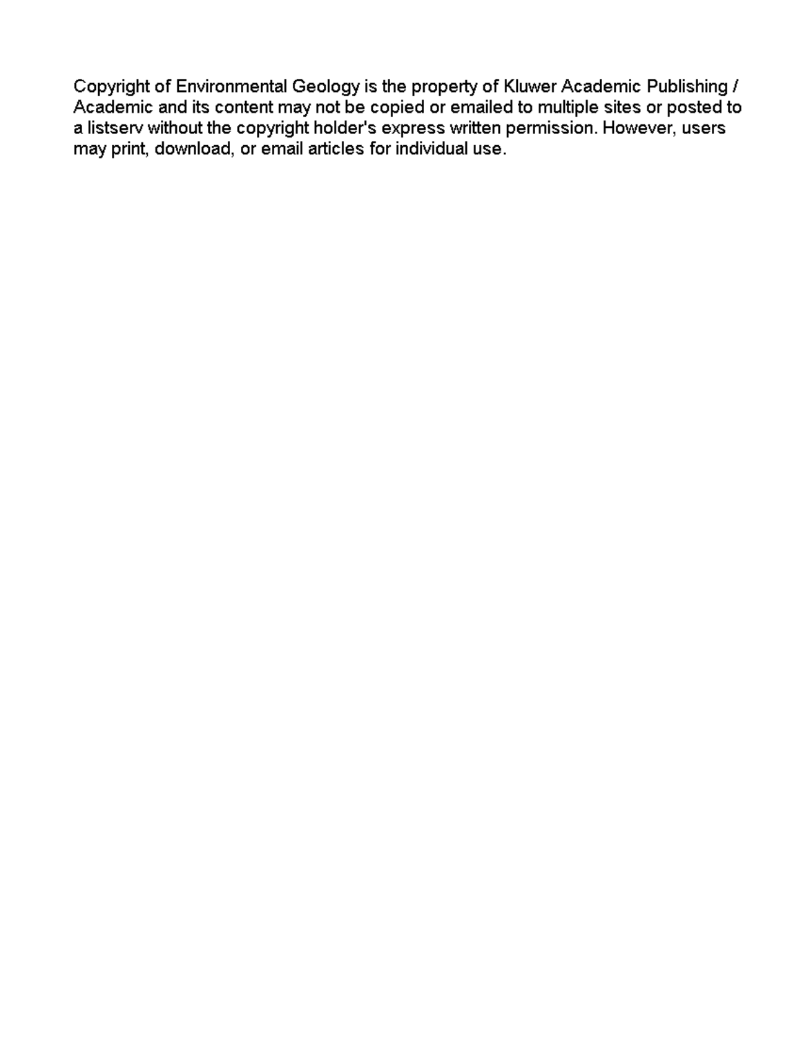Copyright of Environmental Geology is the property of Kluwer Academic Publishing / Academic and its content may not be copied or emailed to multiple sites or posted to a listserv without the copyright holder's express written permission. However, users may print, download, or email articles for individual use.